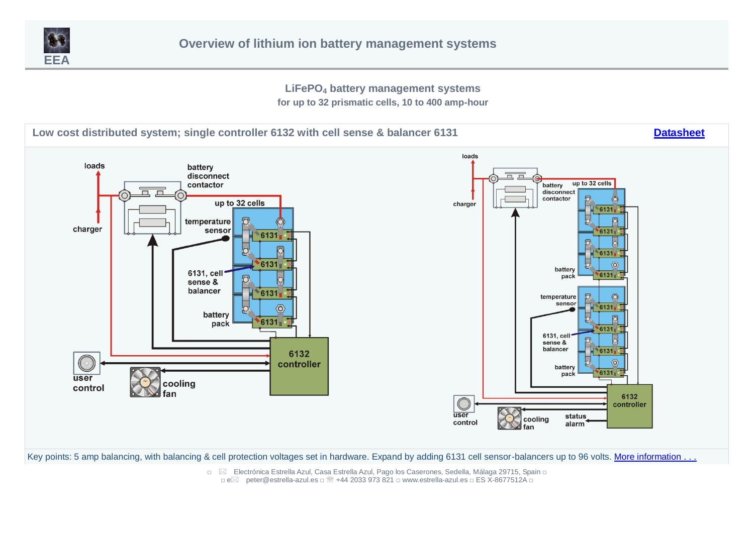# Overview of lithium ion battery management systems

EEA

## $LiFePO_4$ battery management systems

**for up to 32 prismatic cells, 10 to 400 amp-hour**

### Low cost distributed system; single controller 6132 with cell sense & balancer 6131

[Datasheet]

Key points: 5 amp balancing, with balancing & cell protection voltages set in hardware. Expand by adding 6131 cell sensor-balancers up to 96 volts. More information . . .

Electrónica Estrella Azul, Casa Estrella Azul, Pago los Caserones, Sedella, Málaga 29715, Spain

e peter@estrella-azul.es ☏ +44 2033 973 821 www.estrella-azul.es ES X-8677512A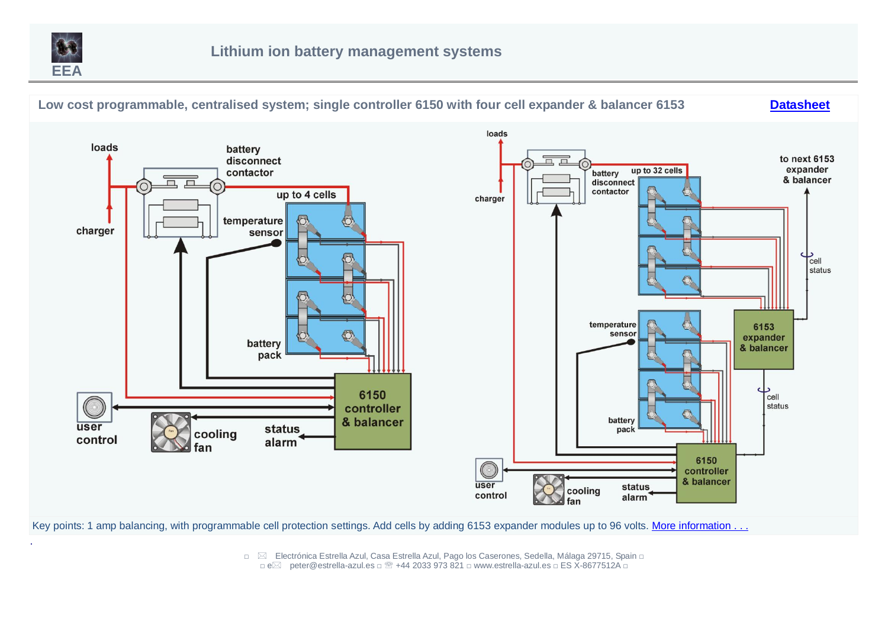## Lithium ion battery management systems

**Low cost programmable, centralised system; single controller 6150 with four cell expander & balancer 6153** [Datasheet]

loads

battery disconnect contactor

charger

up to 4 cells

temperature sensor

battery pack

6150 controller & balancer

user control

cooling fan

status alarm

loads

charger

battery disconnect contactor

up to 32 cells

to next 6153 expander & balancer

cell status

6153 expander & balancer

cell status

temperature sensor

battery pack

6150 controller & balancer

user control

cooling fan

status alarm

Key points: 1 amp balancing, with programmable cell protection settings. Add cells by adding 6153 expander modules up to 96 volts. [More information . . .]

.

Electrónica Estrella Azul, Casa Estrella Azul, Pago los Caserones, Sedella, Málaga 29715, Spain
peter@estrella-azul.es ☎ +44 2033 973 821 www.estrella-azul.es ES X-8677512A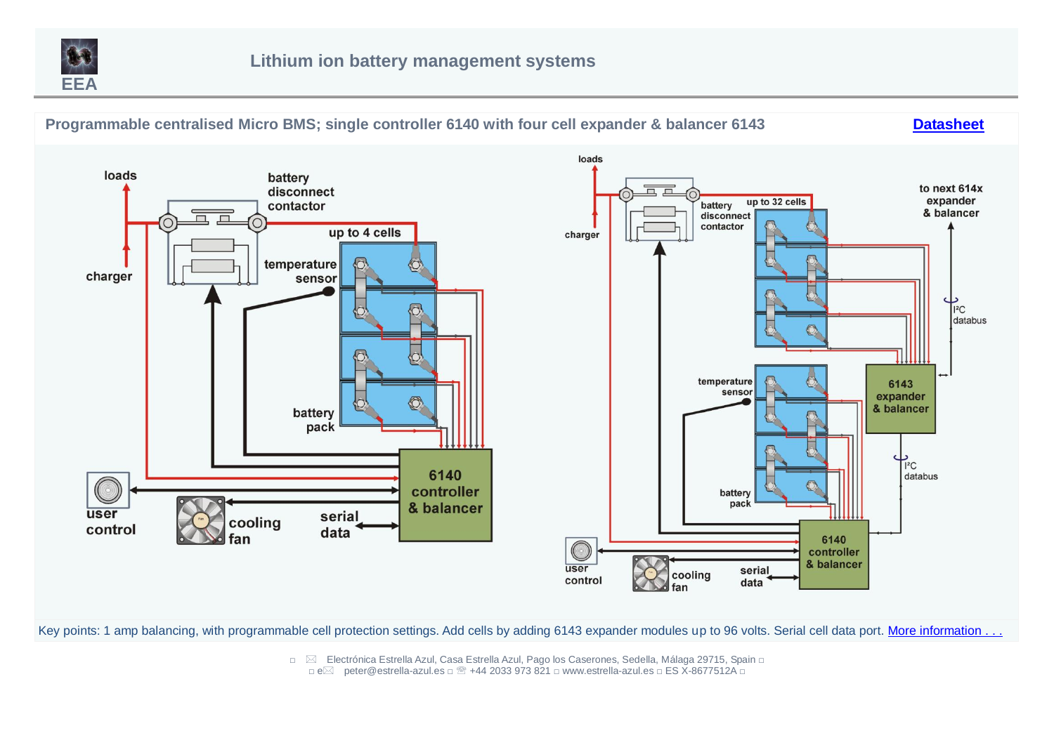**EEA**

# Lithium ion battery management systems

## Programmable centralised Micro BMS; single controller 6140 with four cell expander & balancer 6143

Datasheet

loads

battery disconnect contactor

up to 4 cells

charger

temperature sensor

battery pack

6140 controller & balancer

user control

cooling fan

serial data

loads

charger

battery disconnect contactor

up to 32 cells

to next 614x expander & balancer

I²C databus

6143 expander & balancer

temperature sensor

I²C databus

battery pack

6140 controller & balancer

user control

cooling fan

serial data

Key points: 1 amp balancing, with programmable cell protection settings. Add cells by adding 6143 expander modules up to 96 volts. Serial cell data port. More information . . .

Electrónica Estrella Azul, Casa Estrella Azul, Pago los Caserones, Sedella, Málaga 29715, Spain

peter@estrella-azul.es ☏ +44 2033 973 821 www.estrella-azul.es ES X-8677512A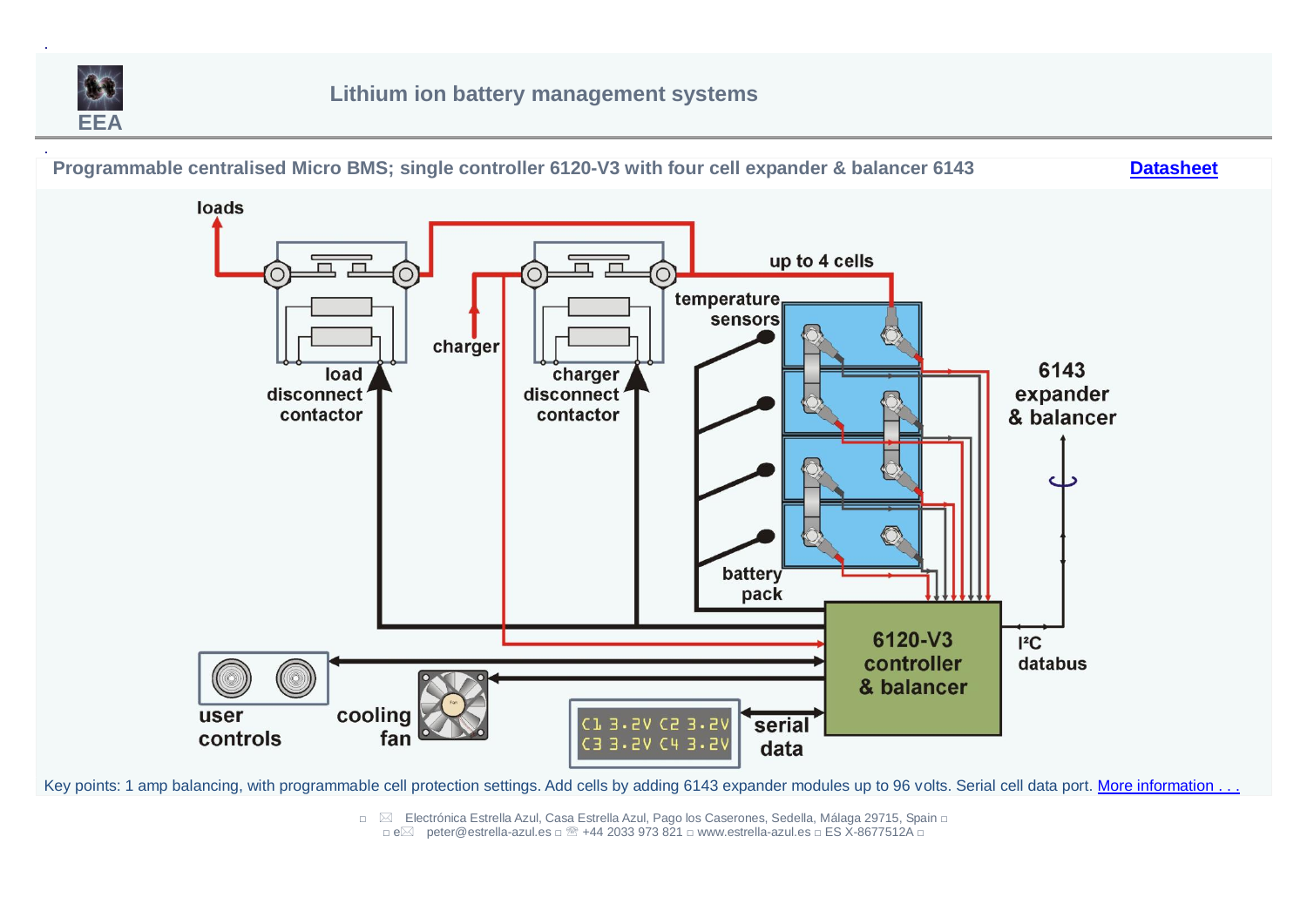# Lithium ion battery management systems

## Programmable centralised Micro BMS; single controller 6120-V3 with four cell expander & balancer 6143

Datasheet

loads

up to 4 cells

temperature sensors

charger

load disconnect contactor

charger disconnect contactor

6143 expander & balancer

battery pack

6120-V3 controller & balancer

I²C databus

user controls

cooling fan

C1 3.2V C2 3.2V
C3 3.2V C4 3.2V

serial data

Key points: 1 amp balancing, with programmable cell protection settings. Add cells by adding 6143 expander modules up to 96 volts. Serial cell data port. More information . . .

Electrónica Estrella Azul, Casa Estrella Azul, Pago los Caserones, Sedella, Málaga 29715, Spain
peter@estrella-azul.es ☏ +44 2033 973 821 www.estrella-azul.es ES X-8677512A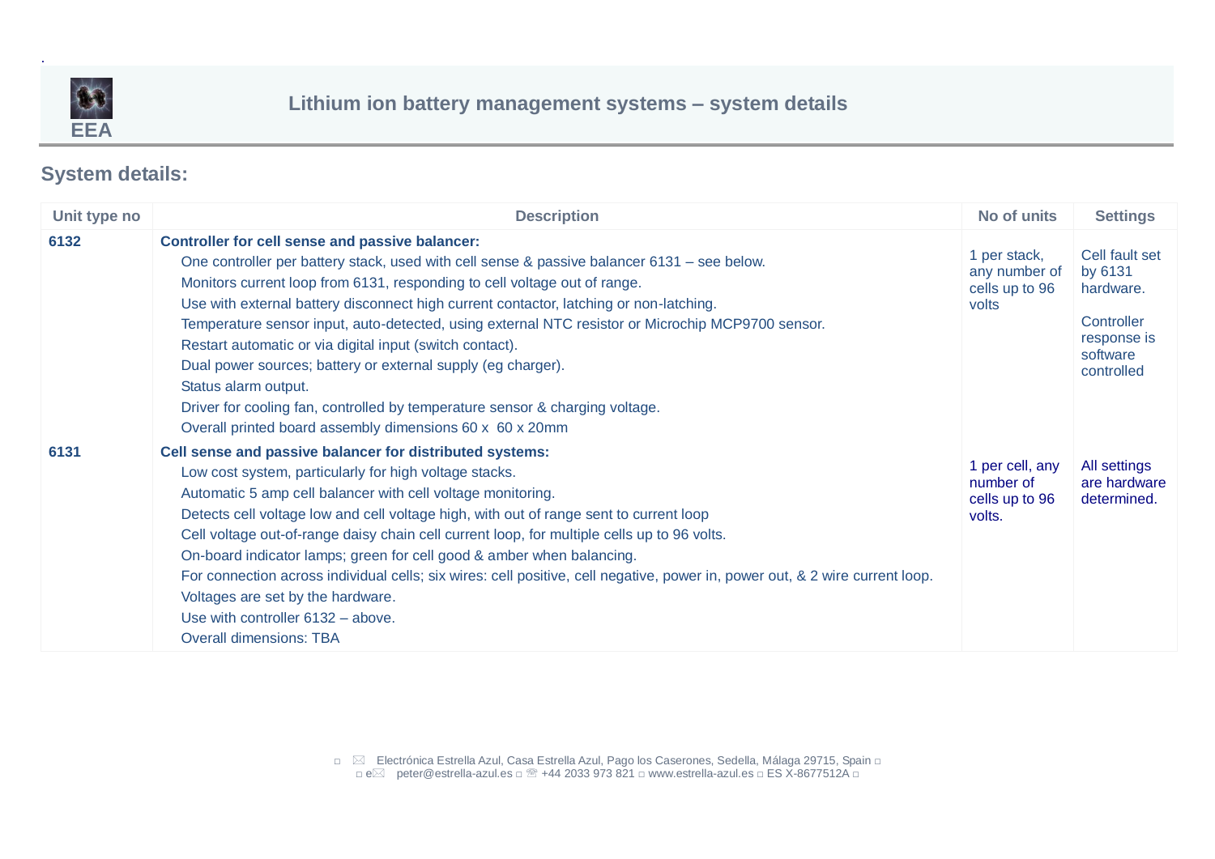## System details:

| Unit type no | Description | No of units | Settings |
|---|---|---|---|
| **6132** | **Controller for cell sense and passive balancer:**<br>One controller per battery stack, used with cell sense & passive balancer 6131 – see below.<br>Monitors current loop from 6131, responding to cell voltage out of range.<br>Use with external battery disconnect high current contactor, latching or non-latching.<br>Temperature sensor input, auto-detected, using external NTC resistor or Microchip MCP9700 sensor.<br>Restart automatic or via digital input (switch contact).<br>Dual power sources; battery or external supply (eg charger).<br>Status alarm output.<br>Driver for cooling fan, controlled by temperature sensor & charging voltage.<br>Overall printed board assembly dimensions 60 x 60 x 20mm | 1 per stack, any number of cells up to 96 volts | Cell fault set by 6131 hardware.<br><br>Controller response is software controlled |
| **6131** | **Cell sense and passive balancer for distributed systems:**<br>Low cost system, particularly for high voltage stacks.<br>Automatic 5 amp cell balancer with cell voltage monitoring.<br>Detects cell voltage low and cell voltage high, with out of range sent to current loop<br>Cell voltage out-of-range daisy chain cell current loop, for multiple cells up to 96 volts.<br>On-board indicator lamps; green for cell good & amber when balancing.<br>For connection across individual cells; six wires: cell positive, cell negative, power in, power out, & 2 wire current loop.<br>Voltages are set by the hardware.<br>Use with controller 6132 – above.<br>Overall dimensions: TBA | 1 per cell, any number of cells up to 96 volts. | All settings are hardware determined. |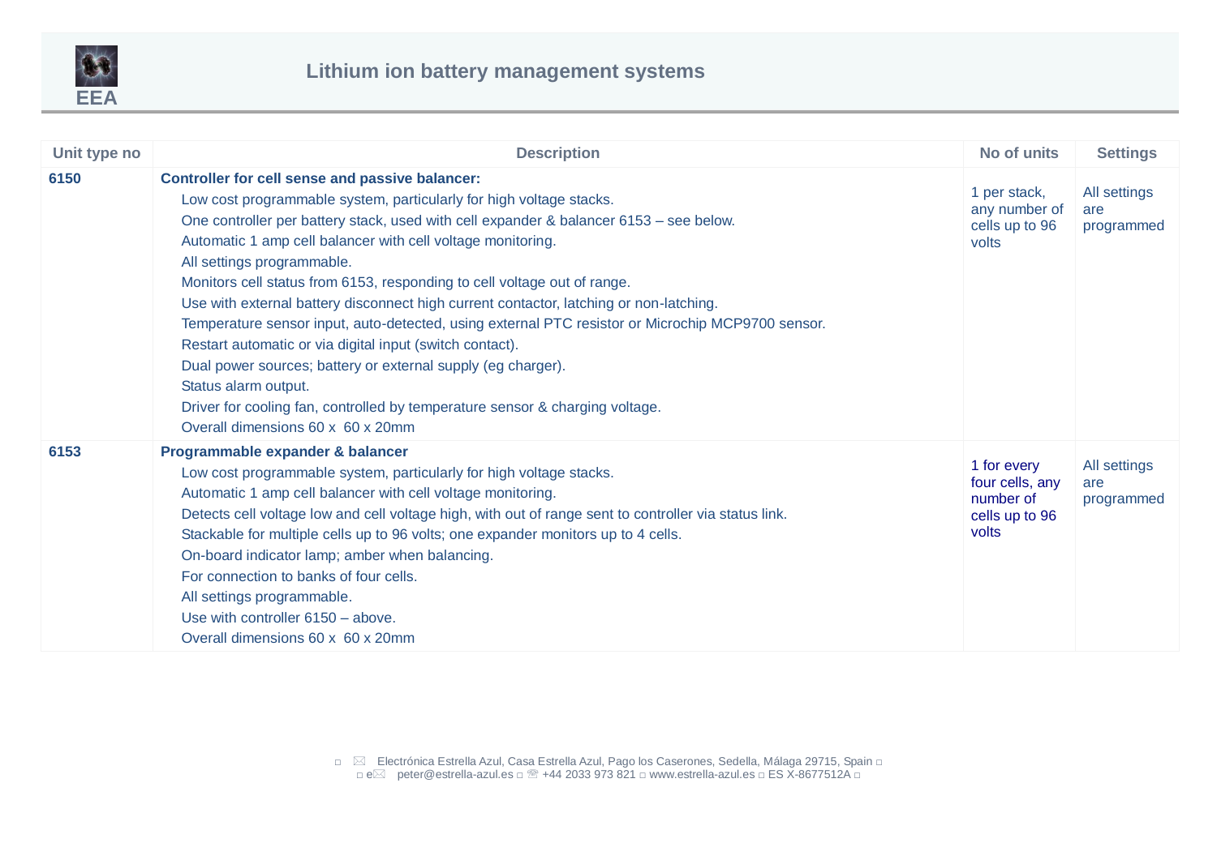# Lithium ion battery management systems

| Unit type no | Description | No of units | Settings |
|---|---|---|---|
| **6150** | **Controller for cell sense and passive balancer:**<br>Low cost programmable system, particularly for high voltage stacks.<br>One controller per battery stack, used with cell expander & balancer 6153 – see below.<br>Automatic 1 amp cell balancer with cell voltage monitoring.<br>All settings programmable.<br>Monitors cell status from 6153, responding to cell voltage out of range.<br>Use with external battery disconnect high current contactor, latching or non-latching.<br>Temperature sensor input, auto-detected, using external PTC resistor or Microchip MCP9700 sensor.<br>Restart automatic or via digital input (switch contact).<br>Dual power sources; battery or external supply (eg charger).<br>Status alarm output.<br>Driver for cooling fan, controlled by temperature sensor & charging voltage.<br>Overall dimensions 60 x 60 x 20mm | 1 per stack, any number of cells up to 96 volts | All settings are programmed |
| **6153** | **Programmable expander & balancer**<br>Low cost programmable system, particularly for high voltage stacks.<br>Automatic 1 amp cell balancer with cell voltage monitoring.<br>Detects cell voltage low and cell voltage high, with out of range sent to controller via status link.<br>Stackable for multiple cells up to 96 volts; one expander monitors up to 4 cells.<br>On-board indicator lamp; amber when balancing.<br>For connection to banks of four cells.<br>All settings programmable.<br>Use with controller 6150 – above.<br>Overall dimensions 60 x 60 x 20mm | 1 for every four cells, any number of cells up to 96 volts | All settings are programmed |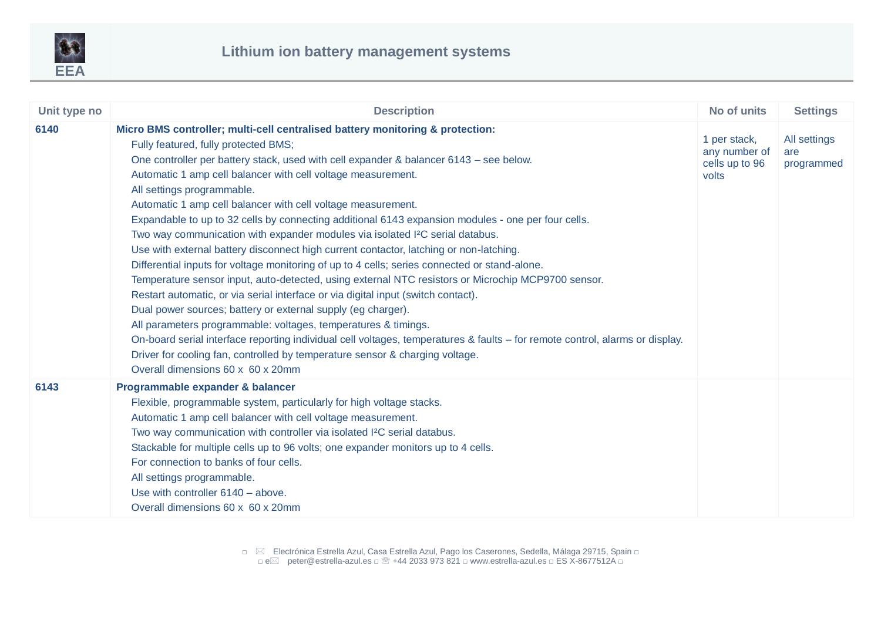# Lithium ion battery management systems

| Unit type no | Description | No of units | Settings |
|---|---|---|---|
| **6140** | **Micro BMS controller; multi-cell centralised battery monitoring & protection:**<br>Fully featured, fully protected BMS;<br>One controller per battery stack, used with cell expander & balancer 6143 – see below.<br>Automatic 1 amp cell balancer with cell voltage measurement.<br>All settings programmable.<br>Automatic 1 amp cell balancer with cell voltage measurement.<br>Expandable to up to 32 cells by connecting additional 6143 expansion modules - one per four cells.<br>Two way communication with expander modules via isolated I²C serial databus.<br>Use with external battery disconnect high current contactor, latching or non-latching.<br>Differential inputs for voltage monitoring of up to 4 cells; series connected or stand-alone.<br>Temperature sensor input, auto-detected, using external NTC resistors or Microchip MCP9700 sensor.<br>Restart automatic, or via serial interface or via digital input (switch contact).<br>Dual power sources; battery or external supply (eg charger).<br>All parameters programmable: voltages, temperatures & timings.<br>On-board serial interface reporting individual cell voltages, temperatures & faults – for remote control, alarms or display.<br>Driver for cooling fan, controlled by temperature sensor & charging voltage.<br>Overall dimensions 60 x 60 x 20mm | 1 per stack, any number of cells up to 96 volts | All settings are programmed |
| **6143** | **Programmable expander & balancer**<br>Flexible, programmable system, particularly for high voltage stacks.<br>Automatic 1 amp cell balancer with cell voltage measurement.<br>Two way communication with controller via isolated I²C serial databus.<br>Stackable for multiple cells up to 96 volts; one expander monitors up to 4 cells.<br>For connection to banks of four cells.<br>All settings programmable.<br>Use with controller 6140 – above.<br>Overall dimensions 60 x 60 x 20mm | | |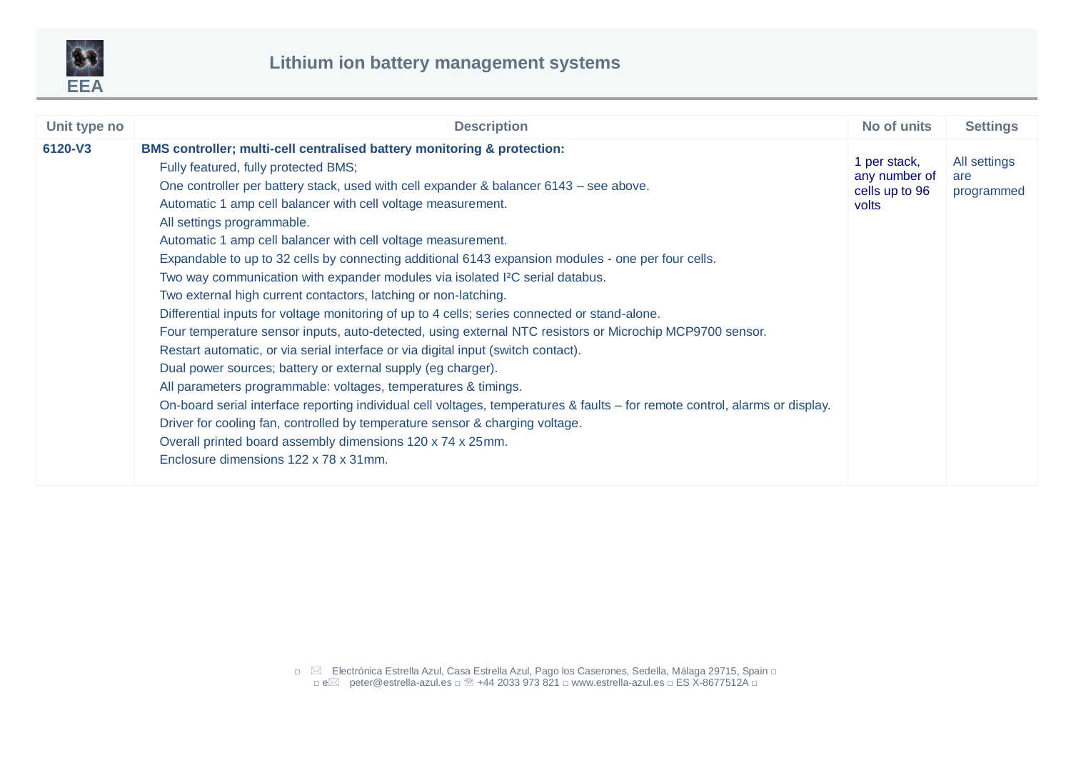# Lithium ion battery management systems

| Unit type no | Description | No of units | Settings |
|---|---|---|---|
| **6120-V3** | **BMS controller; multi-cell centralised battery monitoring & protection:**<br>Fully featured, fully protected BMS;<br>One controller per battery stack, used with cell expander & balancer 6143 – see above.<br>Automatic 1 amp cell balancer with cell voltage measurement.<br>All settings programmable.<br>Automatic 1 amp cell balancer with cell voltage measurement.<br>Expandable to up to 32 cells by connecting additional 6143 expansion modules - one per four cells.<br>Two way communication with expander modules via isolated I²C serial databus.<br>Two external high current contactors, latching or non-latching.<br>Differential inputs for voltage monitoring of up to 4 cells; series connected or stand-alone.<br>Four temperature sensor inputs, auto-detected, using external NTC resistors or Microchip MCP9700 sensor.<br>Restart automatic, or via serial interface or via digital input (switch contact).<br>Dual power sources; battery or external supply (eg charger).<br>All parameters programmable: voltages, temperatures & timings.<br>On-board serial interface reporting individual cell voltages, temperatures & faults – for remote control, alarms or display.<br>Driver for cooling fan, controlled by temperature sensor & charging voltage.<br>Overall printed board assembly dimensions 120 x 74 x 25mm.<br>Enclosure dimensions 122 x 78 x 31mm. | 1 per stack, any number of cells up to 96 volts | All settings are programmed |

Electrónica Estrella Azul, Casa Estrella Azul, Pago los Caserones, Sedella, Málaga 29715, Spain
e peter@estrella-azul.es ☏ +44 2033 973 821 www.estrella-azul.es ES X-8677512A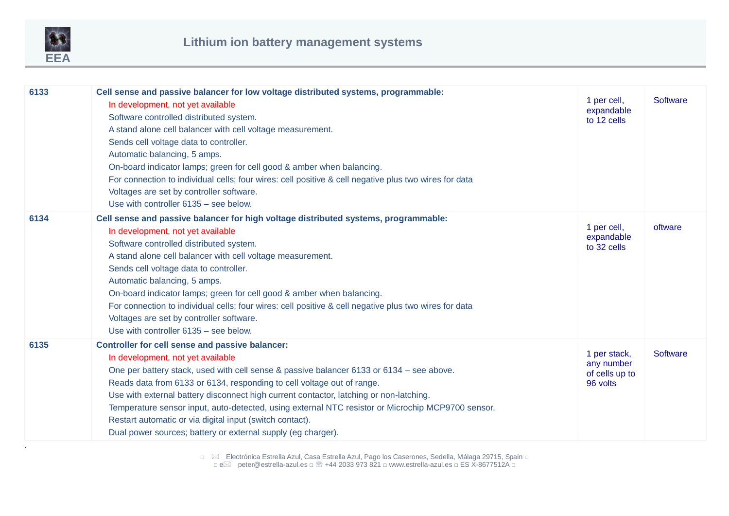| | | | |
|---|---|---|---|
| 6133 | **Cell sense and passive balancer for low voltage distributed systems, programmable:**<br>In development, not yet available<br>Software controlled distributed system.<br>A stand alone cell balancer with cell voltage measurement.<br>Sends cell voltage data to controller.<br>Automatic balancing, 5 amps.<br>On-board indicator lamps; green for cell good & amber when balancing.<br>For connection to individual cells; four wires: cell positive & cell negative plus two wires for data<br>Voltages are set by controller software.<br>Use with controller 6135 – see below. | 1 per cell, expandable to 12 cells | Software |
| 6134 | **Cell sense and passive balancer for high voltage distributed systems, programmable:**<br>In development, not yet available<br>Software controlled distributed system.<br>A stand alone cell balancer with cell voltage measurement.<br>Sends cell voltage data to controller.<br>Automatic balancing, 5 amps.<br>On-board indicator lamps; green for cell good & amber when balancing.<br>For connection to individual cells; four wires: cell positive & cell negative plus two wires for data<br>Voltages are set by controller software.<br>Use with controller 6135 – see below. | 1 per cell, expandable to 32 cells | oftware |
| 6135 | **Controller for cell sense and passive balancer:**<br>In development, not yet available<br>One per battery stack, used with cell sense & passive balancer 6133 or 6134 – see above.<br>Reads data from 6133 or 6134, responding to cell voltage out of range.<br>Use with external battery disconnect high current contactor, latching or non-latching.<br>Temperature sensor input, auto-detected, using external NTC resistor or Microchip MCP9700 sensor.<br>Restart automatic or via digital input (switch contact).<br>Dual power sources; battery or external supply (eg charger). | 1 per stack, any number of cells up to 96 volts | Software |